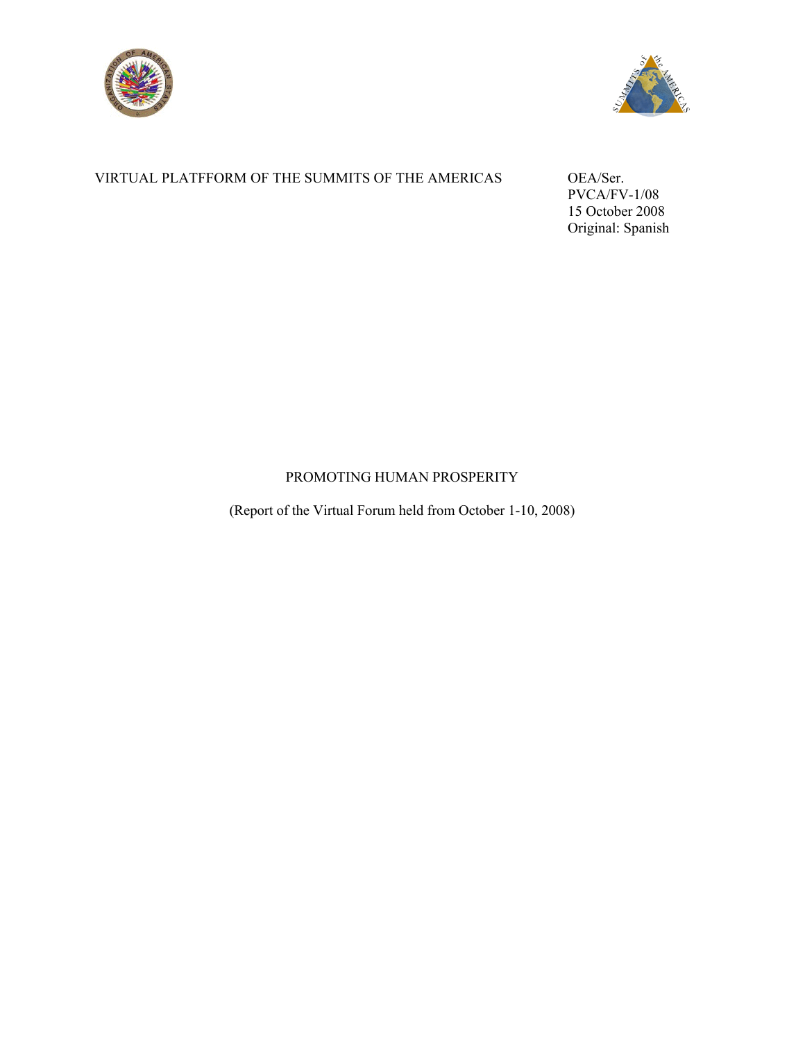VIRTUAL PLATFFORM OF THE SUMMITS OF THE AMERICAS

OEA/Ser.
PVCA/FV-1/08
15 October 2008
Original: Spanish

# PROMOTING HUMAN PROSPERITY

(Report of the Virtual Forum held from October 1-10, 2008)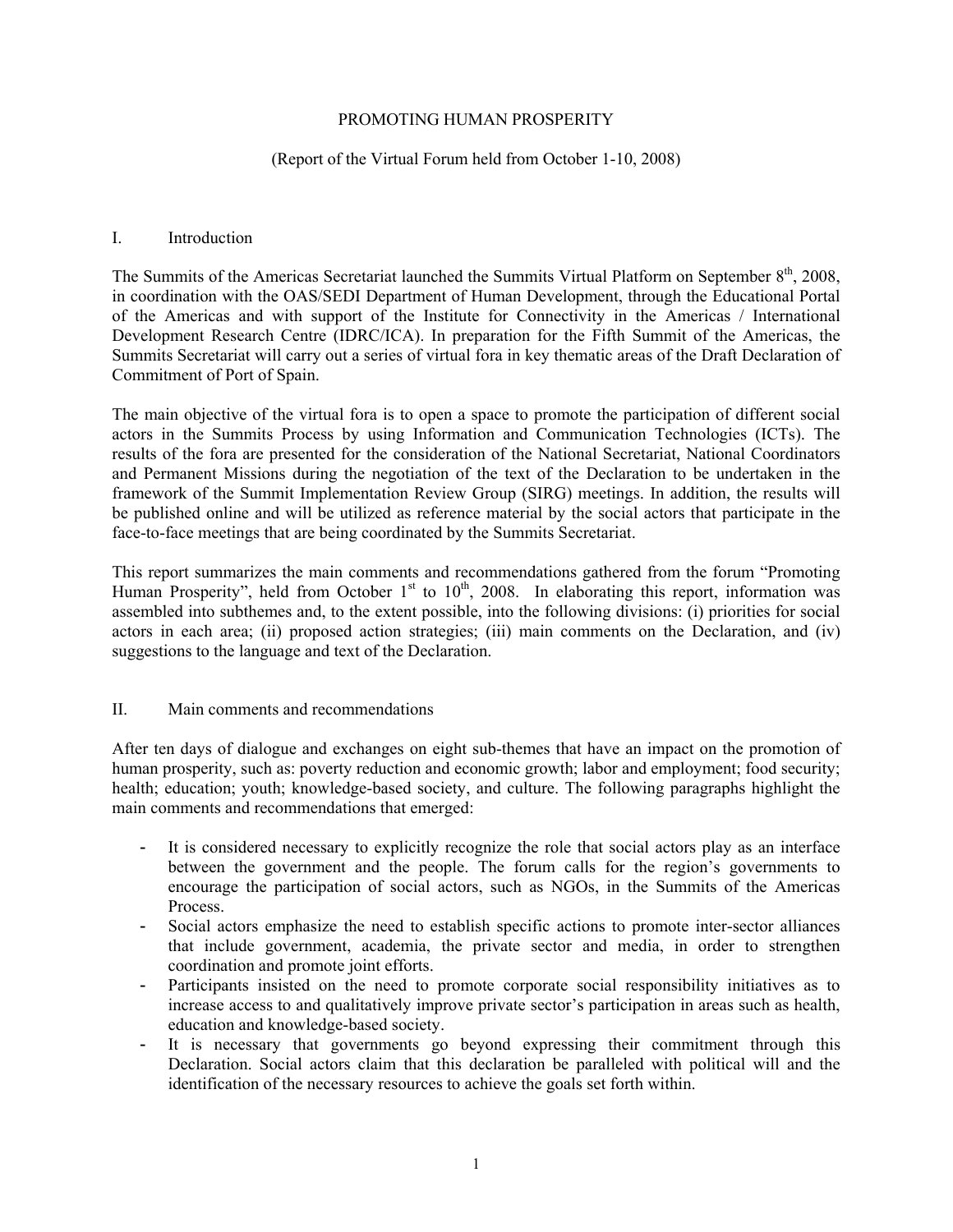PROMOTING HUMAN PROSPERITY

(Report of the Virtual Forum held from October 1-10, 2008)

## I. Introduction

The Summits of the Americas Secretariat launched the Summits Virtual Platform on September 8th, 2008, in coordination with the OAS/SEDI Department of Human Development, through the Educational Portal of the Americas and with support of the Institute for Connectivity in the Americas / International Development Research Centre (IDRC/ICA). In preparation for the Fifth Summit of the Americas, the Summits Secretariat will carry out a series of virtual fora in key thematic areas of the Draft Declaration of Commitment of Port of Spain.

The main objective of the virtual fora is to open a space to promote the participation of different social actors in the Summits Process by using Information and Communication Technologies (ICTs). The results of the fora are presented for the consideration of the National Secretariat, National Coordinators and Permanent Missions during the negotiation of the text of the Declaration to be undertaken in the framework of the Summit Implementation Review Group (SIRG) meetings. In addition, the results will be published online and will be utilized as reference material by the social actors that participate in the face-to-face meetings that are being coordinated by the Summits Secretariat.

This report summarizes the main comments and recommendations gathered from the forum "Promoting Human Prosperity", held from October 1st to 10th, 2008. In elaborating this report, information was assembled into subthemes and, to the extent possible, into the following divisions: (i) priorities for social actors in each area; (ii) proposed action strategies; (iii) main comments on the Declaration, and (iv) suggestions to the language and text of the Declaration.

## II. Main comments and recommendations

After ten days of dialogue and exchanges on eight sub-themes that have an impact on the promotion of human prosperity, such as: poverty reduction and economic growth; labor and employment; food security; health; education; youth; knowledge-based society, and culture. The following paragraphs highlight the main comments and recommendations that emerged:

- It is considered necessary to explicitly recognize the role that social actors play as an interface between the government and the people. The forum calls for the region's governments to encourage the participation of social actors, such as NGOs, in the Summits of the Americas Process.
- Social actors emphasize the need to establish specific actions to promote inter-sector alliances that include government, academia, the private sector and media, in order to strengthen coordination and promote joint efforts.
- Participants insisted on the need to promote corporate social responsibility initiatives as to increase access to and qualitatively improve private sector's participation in areas such as health, education and knowledge-based society.
- It is necessary that governments go beyond expressing their commitment through this Declaration. Social actors claim that this declaration be paralleled with political will and the identification of the necessary resources to achieve the goals set forth within.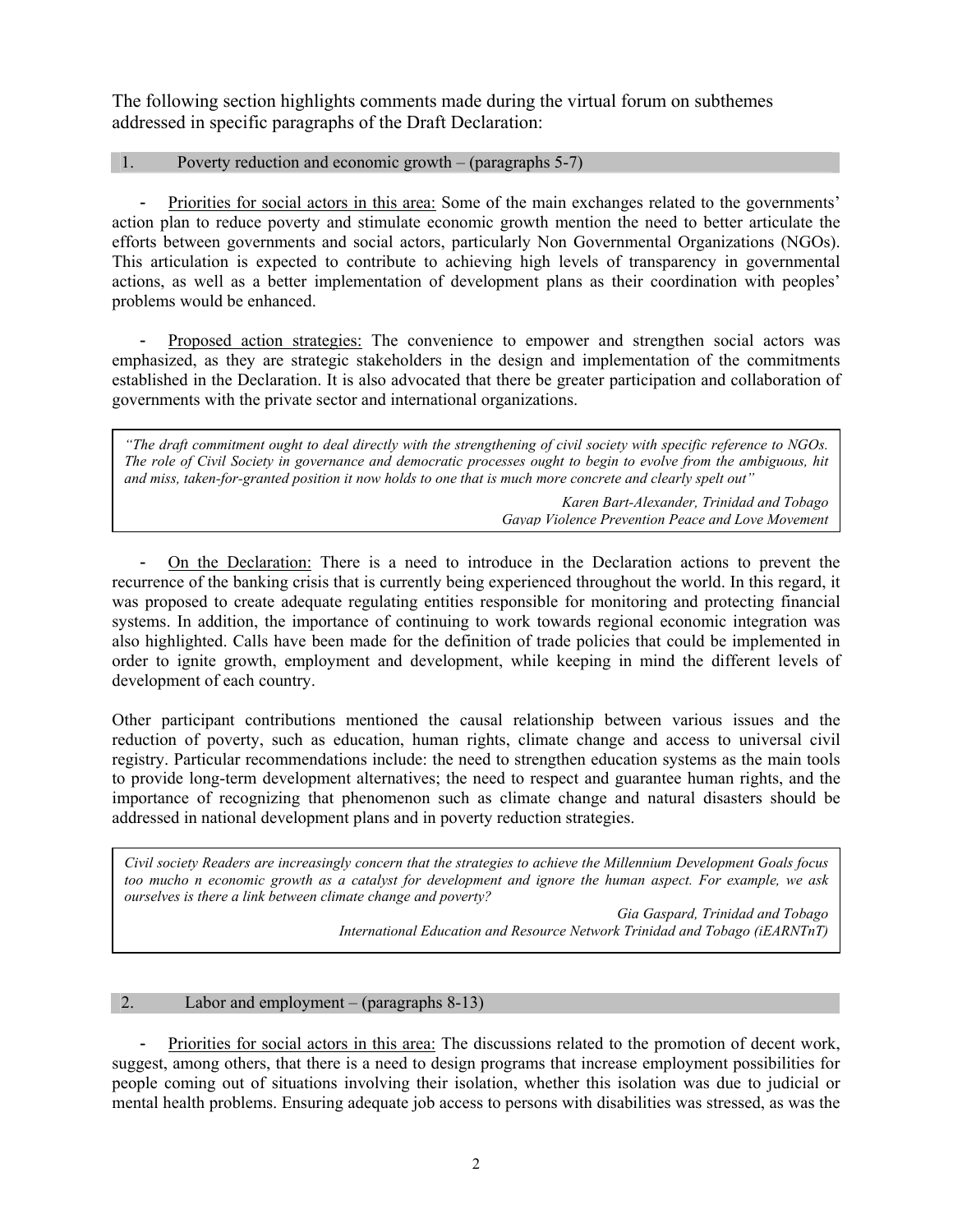The following section highlights comments made during the virtual forum on subthemes addressed in specific paragraphs of the Draft Declaration:

## 1. Poverty reduction and economic growth – (paragraphs 5-7)

- Priorities for social actors in this area: Some of the main exchanges related to the governments' action plan to reduce poverty and stimulate economic growth mention the need to better articulate the efforts between governments and social actors, particularly Non Governmental Organizations (NGOs). This articulation is expected to contribute to achieving high levels of transparency in governmental actions, as well as a better implementation of development plans as their coordination with peoples' problems would be enhanced.

- Proposed action strategies: The convenience to empower and strengthen social actors was emphasized, as they are strategic stakeholders in the design and implementation of the commitments established in the Declaration. It is also advocated that there be greater participation and collaboration of governments with the private sector and international organizations.

> *"The draft commitment ought to deal directly with the strengthening of civil society with specific reference to NGOs. The role of Civil Society in governance and democratic processes ought to begin to evolve from the ambiguous, hit and miss, taken-for-granted position it now holds to one that is much more concrete and clearly spelt out"*
>
> *Karen Bart-Alexander, Trinidad and Tobago*
> *Gayap Violence Prevention Peace and Love Movement*

- On the Declaration: There is a need to introduce in the Declaration actions to prevent the recurrence of the banking crisis that is currently being experienced throughout the world. In this regard, it was proposed to create adequate regulating entities responsible for monitoring and protecting financial systems. In addition, the importance of continuing to work towards regional economic integration was also highlighted. Calls have been made for the definition of trade policies that could be implemented in order to ignite growth, employment and development, while keeping in mind the different levels of development of each country.

Other participant contributions mentioned the causal relationship between various issues and the reduction of poverty, such as education, human rights, climate change and access to universal civil registry. Particular recommendations include: the need to strengthen education systems as the main tools to provide long-term development alternatives; the need to respect and guarantee human rights, and the importance of recognizing that phenomenon such as climate change and natural disasters should be addressed in national development plans and in poverty reduction strategies.

> *Civil society Readers are increasingly concern that the strategies to achieve the Millennium Development Goals focus too mucho n economic growth as a catalyst for development and ignore the human aspect. For example, we ask ourselves is there a link between climate change and poverty?*
>
> *Gia Gaspard, Trinidad and Tobago*
> *International Education and Resource Network Trinidad and Tobago (iEARNTnT)*

## 2. Labor and employment – (paragraphs 8-13)

- Priorities for social actors in this area: The discussions related to the promotion of decent work, suggest, among others, that there is a need to design programs that increase employment possibilities for people coming out of situations involving their isolation, whether this isolation was due to judicial or mental health problems. Ensuring adequate job access to persons with disabilities was stressed, as was the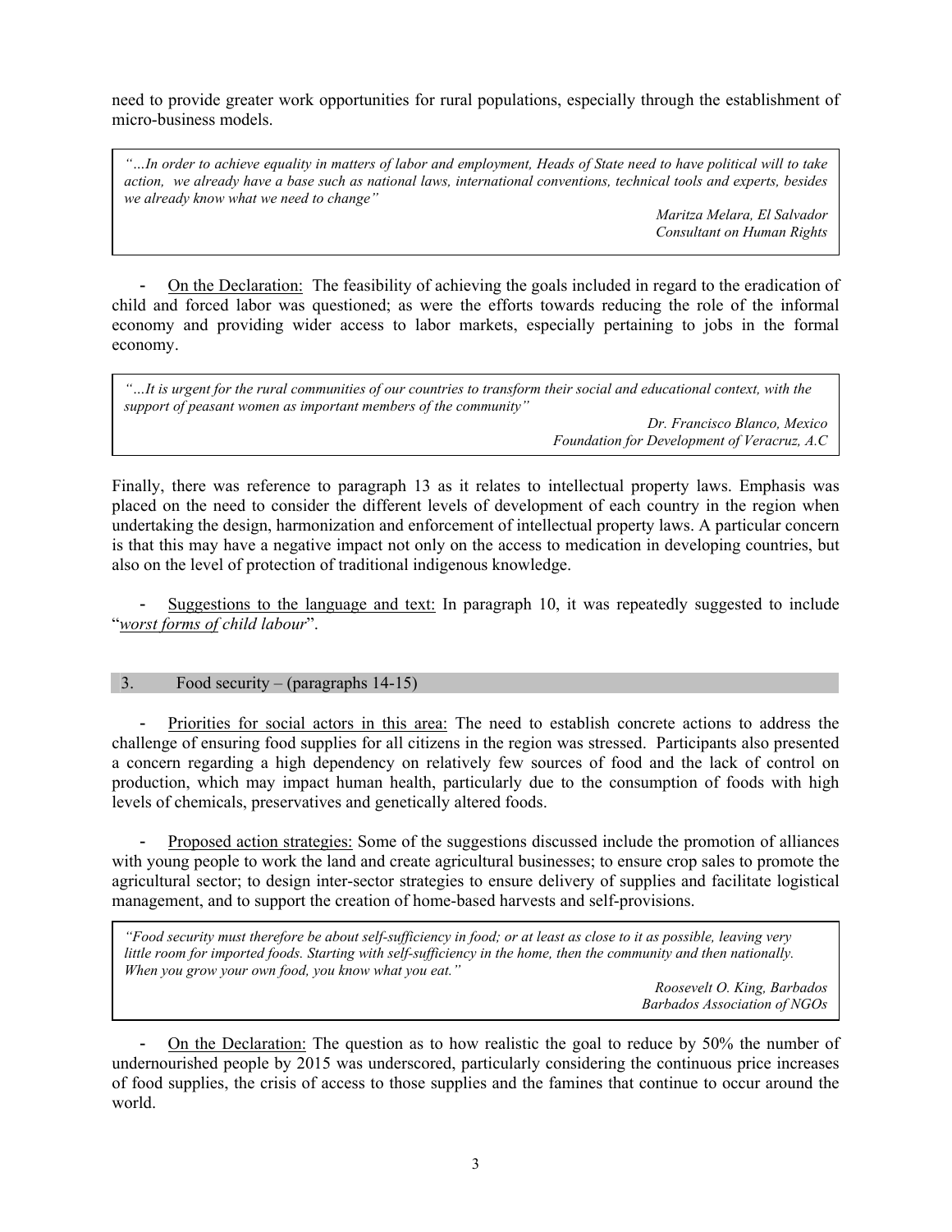need to provide greater work opportunities for rural populations, especially through the establishment of micro-business models.

> *"…In order to achieve equality in matters of labor and employment, Heads of State need to have political will to take action, we already have a base such as national laws, international conventions, technical tools and experts, besides we already know what we need to change"*
>
> *Maritza Melara, El Salvador*
> *Consultant on Human Rights*

- On the Declaration: The feasibility of achieving the goals included in regard to the eradication of child and forced labor was questioned; as were the efforts towards reducing the role of the informal economy and providing wider access to labor markets, especially pertaining to jobs in the formal economy.

> *"…It is urgent for the rural communities of our countries to transform their social and educational context, with the support of peasant women as important members of the community"*
>
> *Dr. Francisco Blanco, Mexico*
> *Foundation for Development of Veracruz, A.C*

Finally, there was reference to paragraph 13 as it relates to intellectual property laws. Emphasis was placed on the need to consider the different levels of development of each country in the region when undertaking the design, harmonization and enforcement of intellectual property laws. A particular concern is that this may have a negative impact not only on the access to medication in developing countries, but also on the level of protection of traditional indigenous knowledge.

- Suggestions to the language and text: In paragraph 10, it was repeatedly suggested to include "*worst forms of child labour*".

## 3. Food security – (paragraphs 14-15)

- Priorities for social actors in this area: The need to establish concrete actions to address the challenge of ensuring food supplies for all citizens in the region was stressed. Participants also presented a concern regarding a high dependency on relatively few sources of food and the lack of control on production, which may impact human health, particularly due to the consumption of foods with high levels of chemicals, preservatives and genetically altered foods.

- Proposed action strategies: Some of the suggestions discussed include the promotion of alliances with young people to work the land and create agricultural businesses; to ensure crop sales to promote the agricultural sector; to design inter-sector strategies to ensure delivery of supplies and facilitate logistical management, and to support the creation of home-based harvests and self-provisions.

> *"Food security must therefore be about self-sufficiency in food; or at least as close to it as possible, leaving very little room for imported foods. Starting with self-sufficiency in the home, then the community and then nationally. When you grow your own food, you know what you eat."*
>
> *Roosevelt O. King, Barbados*
> *Barbados Association of NGOs*

- On the Declaration: The question as to how realistic the goal to reduce by 50% the number of undernourished people by 2015 was underscored, particularly considering the continuous price increases of food supplies, the crisis of access to those supplies and the famines that continue to occur around the world.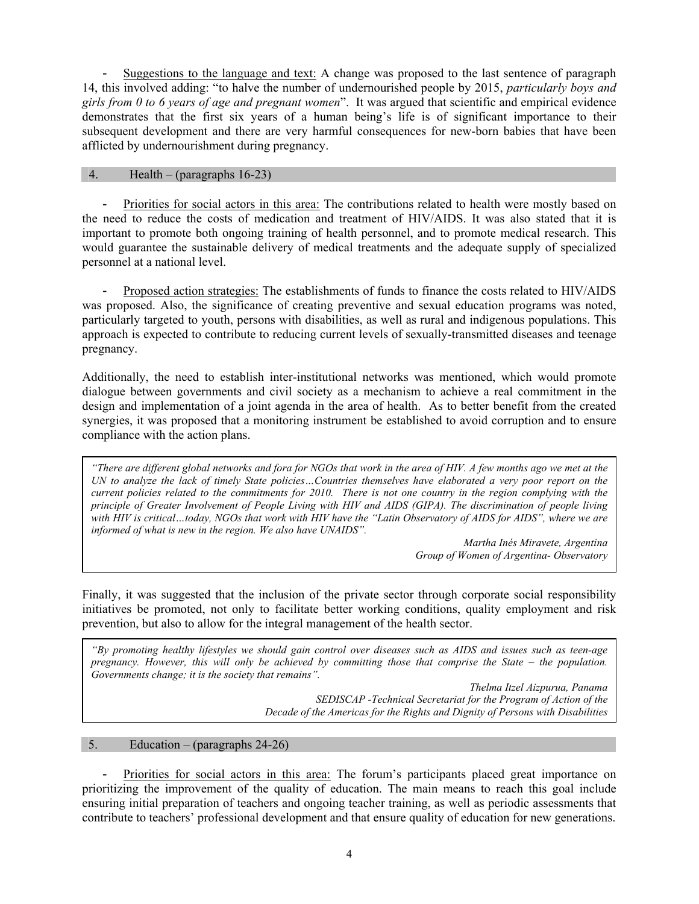- <u>Suggestions to the language and text:</u> A change was proposed to the last sentence of paragraph 14, this involved adding: "to halve the number of undernourished people by 2015, *particularly boys and girls from 0 to 6 years of age and pregnant women*". It was argued that scientific and empirical evidence demonstrates that the first six years of a human being's life is of significant importance to their subsequent development and there are very harmful consequences for new-born babies that have been afflicted by undernourishment during pregnancy.

## 4. Health – (paragraphs 16-23)

- <u>Priorities for social actors in this area:</u> The contributions related to health were mostly based on the need to reduce the costs of medication and treatment of HIV/AIDS. It was also stated that it is important to promote both ongoing training of health personnel, and to promote medical research. This would guarantee the sustainable delivery of medical treatments and the adequate supply of specialized personnel at a national level.

- <u>Proposed action strategies:</u> The establishments of funds to finance the costs related to HIV/AIDS was proposed. Also, the significance of creating preventive and sexual education programs was noted, particularly targeted to youth, persons with disabilities, as well as rural and indigenous populations. This approach is expected to contribute to reducing current levels of sexually-transmitted diseases and teenage pregnancy.

Additionally, the need to establish inter-institutional networks was mentioned, which would promote dialogue between governments and civil society as a mechanism to achieve a real commitment in the design and implementation of a joint agenda in the area of health. As to better benefit from the created synergies, it was proposed that a monitoring instrument be established to avoid corruption and to ensure compliance with the action plans.

> *"There are different global networks and fora for NGOs that work in the area of HIV. A few months ago we met at the UN to analyze the lack of timely State policies…Countries themselves have elaborated a very poor report on the current policies related to the commitments for 2010. There is not one country in the region complying with the principle of Greater Involvement of People Living with HIV and AIDS (GIPA). The discrimination of people living with HIV is critical…today, NGOs that work with HIV have the "Latin Observatory of AIDS for AIDS", where we are informed of what is new in the region. We also have UNAIDS".*
>
> *Martha Inés Miravete, Argentina*
> *Group of Women of Argentina- Observatory*

Finally, it was suggested that the inclusion of the private sector through corporate social responsibility initiatives be promoted, not only to facilitate better working conditions, quality employment and risk prevention, but also to allow for the integral management of the health sector.

> *"By promoting healthy lifestyles we should gain control over diseases such as AIDS and issues such as teen-age pregnancy. However, this will only be achieved by committing those that comprise the State – the population. Governments change; it is the society that remains".*
>
> *Thelma Itzel Aizpurua, Panama*
> *SEDISCAP -Technical Secretariat for the Program of Action of the Decade of the Americas for the Rights and Dignity of Persons with Disabilities*

## 5. Education – (paragraphs 24-26)

- <u>Priorities for social actors in this area:</u> The forum's participants placed great importance on prioritizing the improvement of the quality of education. The main means to reach this goal include ensuring initial preparation of teachers and ongoing teacher training, as well as periodic assessments that contribute to teachers' professional development and that ensure quality of education for new generations.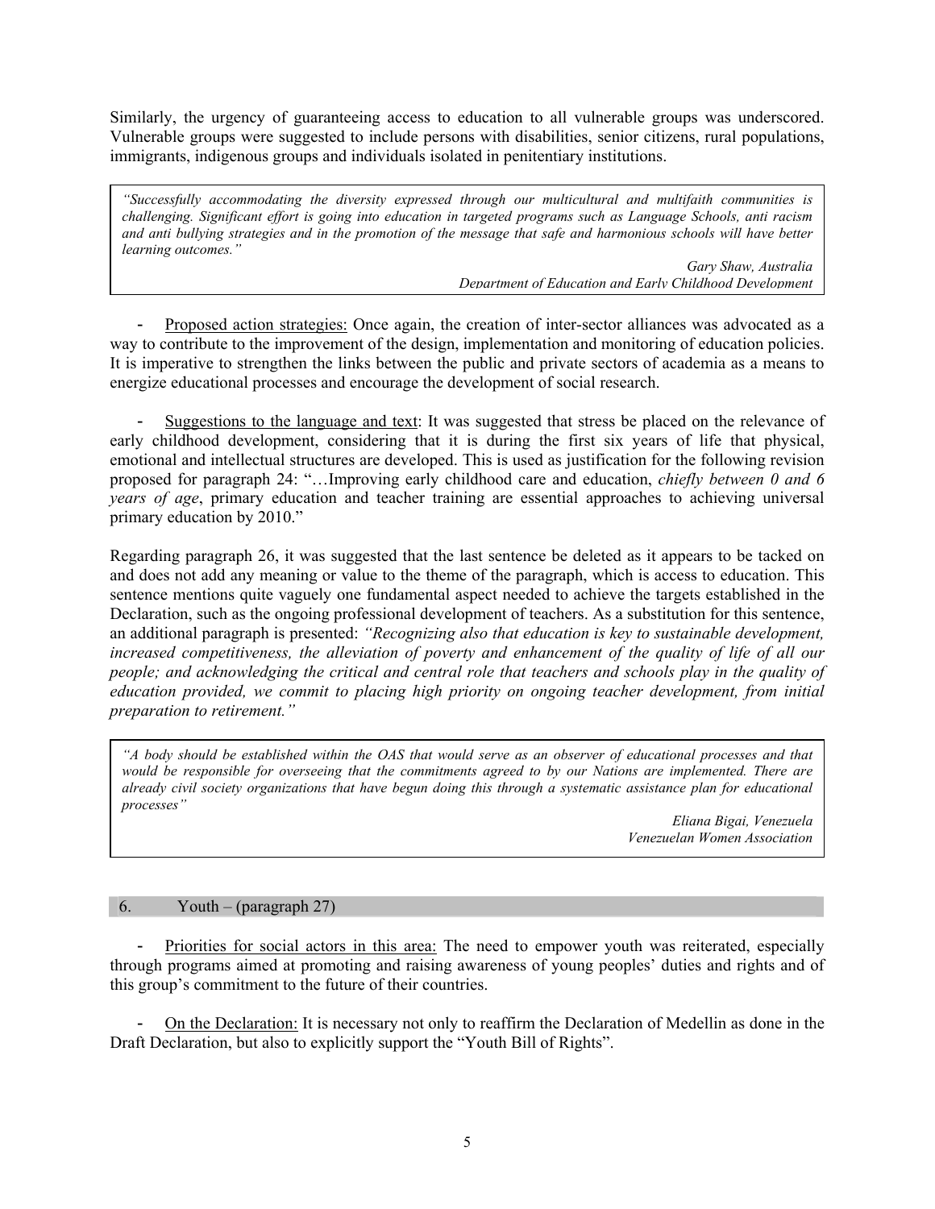Similarly, the urgency of guaranteeing access to education to all vulnerable groups was underscored. Vulnerable groups were suggested to include persons with disabilities, senior citizens, rural populations, immigrants, indigenous groups and individuals isolated in penitentiary institutions.

> *"Successfully accommodating the diversity expressed through our multicultural and multifaith communities is challenging. Significant effort is going into education in targeted programs such as Language Schools, anti racism and anti bullying strategies and in the promotion of the message that safe and harmonious schools will have better learning outcomes."*
>
> *Gary Shaw, Australia*
> *Department of Education and Early Childhood Development*

- Proposed action strategies: Once again, the creation of inter-sector alliances was advocated as a way to contribute to the improvement of the design, implementation and monitoring of education policies. It is imperative to strengthen the links between the public and private sectors of academia as a means to energize educational processes and encourage the development of social research.

- Suggestions to the language and text: It was suggested that stress be placed on the relevance of early childhood development, considering that it is during the first six years of life that physical, emotional and intellectual structures are developed. This is used as justification for the following revision proposed for paragraph 24: "…Improving early childhood care and education, *chiefly between 0 and 6 years of age*, primary education and teacher training are essential approaches to achieving universal primary education by 2010."

Regarding paragraph 26, it was suggested that the last sentence be deleted as it appears to be tacked on and does not add any meaning or value to the theme of the paragraph, which is access to education. This sentence mentions quite vaguely one fundamental aspect needed to achieve the targets established in the Declaration, such as the ongoing professional development of teachers. As a substitution for this sentence, an additional paragraph is presented: *"Recognizing also that education is key to sustainable development, increased competitiveness, the alleviation of poverty and enhancement of the quality of life of all our people; and acknowledging the critical and central role that teachers and schools play in the quality of education provided, we commit to placing high priority on ongoing teacher development, from initial preparation to retirement."*

> *"A body should be established within the OAS that would serve as an observer of educational processes and that would be responsible for overseeing that the commitments agreed to by our Nations are implemented. There are already civil society organizations that have begun doing this through a systematic assistance plan for educational processes"*
>
> *Eliana Bigai, Venezuela*
> *Venezuelan Women Association*

## 6. Youth – (paragraph 27)

- Priorities for social actors in this area: The need to empower youth was reiterated, especially through programs aimed at promoting and raising awareness of young peoples' duties and rights and of this group's commitment to the future of their countries.

- On the Declaration: It is necessary not only to reaffirm the Declaration of Medellin as done in the Draft Declaration, but also to explicitly support the "Youth Bill of Rights".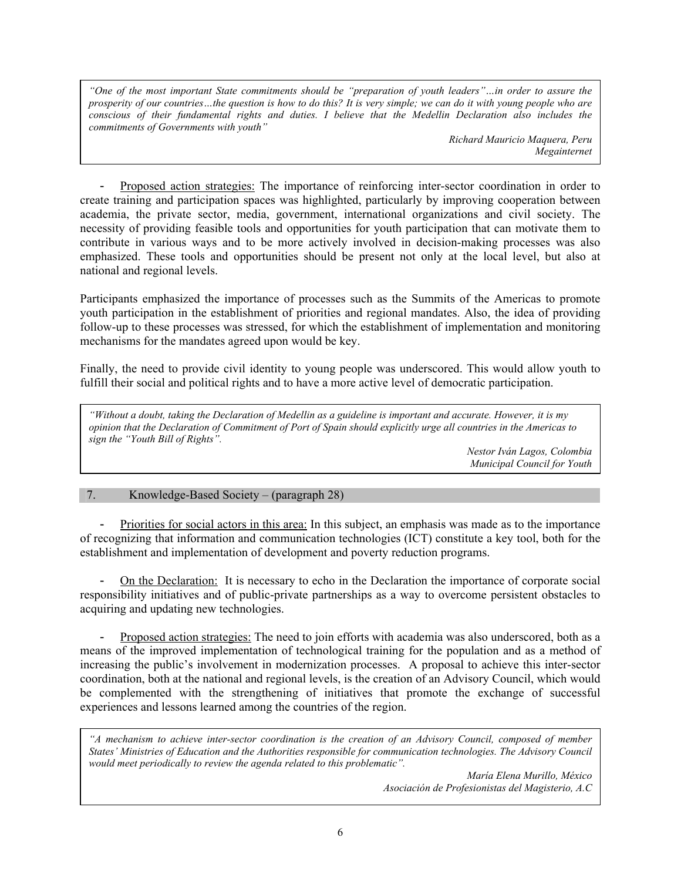> *"One of the most important State commitments should be "preparation of youth leaders"…in order to assure the prosperity of our countries…the question is how to do this? It is very simple; we can do it with young people who are conscious of their fundamental rights and duties. I believe that the Medellin Declaration also includes the commitments of Governments with youth"*
>
> *Richard Mauricio Maquera, Peru*
> *Megainternet*

- Proposed action strategies: The importance of reinforcing inter-sector coordination in order to create training and participation spaces was highlighted, particularly by improving cooperation between academia, the private sector, media, government, international organizations and civil society. The necessity of providing feasible tools and opportunities for youth participation that can motivate them to contribute in various ways and to be more actively involved in decision-making processes was also emphasized. These tools and opportunities should be present not only at the local level, but also at national and regional levels.

Participants emphasized the importance of processes such as the Summits of the Americas to promote youth participation in the establishment of priorities and regional mandates. Also, the idea of providing follow-up to these processes was stressed, for which the establishment of implementation and monitoring mechanisms for the mandates agreed upon would be key.

Finally, the need to provide civil identity to young people was underscored. This would allow youth to fulfill their social and political rights and to have a more active level of democratic participation.

> *"Without a doubt, taking the Declaration of Medellin as a guideline is important and accurate. However, it is my opinion that the Declaration of Commitment of Port of Spain should explicitly urge all countries in the Americas to sign the "Youth Bill of Rights".*
>
> *Nestor Iván Lagos, Colombia*
> *Municipal Council for Youth*

## 7. Knowledge-Based Society – (paragraph 28)

- Priorities for social actors in this area: In this subject, an emphasis was made as to the importance of recognizing that information and communication technologies (ICT) constitute a key tool, both for the establishment and implementation of development and poverty reduction programs.

- On the Declaration: It is necessary to echo in the Declaration the importance of corporate social responsibility initiatives and of public-private partnerships as a way to overcome persistent obstacles to acquiring and updating new technologies.

- Proposed action strategies: The need to join efforts with academia was also underscored, both as a means of the improved implementation of technological training for the population and as a method of increasing the public's involvement in modernization processes. A proposal to achieve this inter-sector coordination, both at the national and regional levels, is the creation of an Advisory Council, which would be complemented with the strengthening of initiatives that promote the exchange of successful experiences and lessons learned among the countries of the region.

> *"A mechanism to achieve inter-sector coordination is the creation of an Advisory Council, composed of member States' Ministries of Education and the Authorities responsible for communication technologies. The Advisory Council would meet periodically to review the agenda related to this problematic".*
>
> *María Elena Murillo, México*
> *Asociación de Profesionistas del Magisterio, A.C*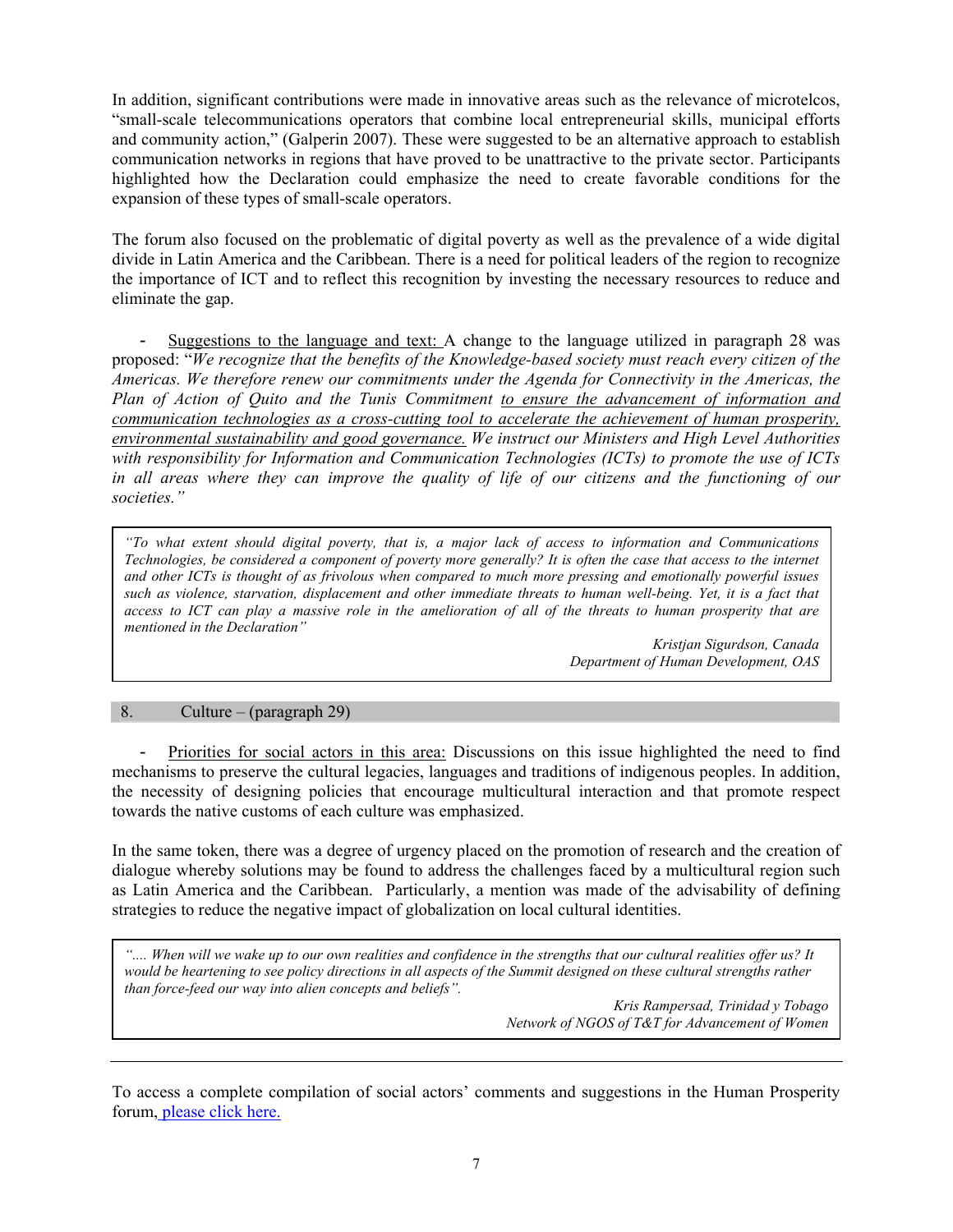In addition, significant contributions were made in innovative areas such as the relevance of microtelcos, "small-scale telecommunications operators that combine local entrepreneurial skills, municipal efforts and community action," (Galperin 2007). These were suggested to be an alternative approach to establish communication networks in regions that have proved to be unattractive to the private sector. Participants highlighted how the Declaration could emphasize the need to create favorable conditions for the expansion of these types of small-scale operators.

The forum also focused on the problematic of digital poverty as well as the prevalence of a wide digital divide in Latin America and the Caribbean. There is a need for political leaders of the region to recognize the importance of ICT and to reflect this recognition by investing the necessary resources to reduce and eliminate the gap.

- <u>Suggestions to the language and text:</u> A change to the language utilized in paragraph 28 was proposed: "*We recognize that the benefits of the Knowledge-based society must reach every citizen of the Americas. We therefore renew our commitments under the Agenda for Connectivity in the Americas, the Plan of Action of Quito and the Tunis Commitment <u>to ensure the advancement of information and communication technologies as a cross-cutting tool to accelerate the achievement of human prosperity, environmental sustainability and good governance.</u> We instruct our Ministers and High Level Authorities with responsibility for Information and Communication Technologies (ICTs) to promote the use of ICTs in all areas where they can improve the quality of life of our citizens and the functioning of our societies.*"

> *"To what extent should digital poverty, that is, a major lack of access to information and Communications Technologies, be considered a component of poverty more generally? It is often the case that access to the internet and other ICTs is thought of as frivolous when compared to much more pressing and emotionally powerful issues such as violence, starvation, displacement and other immediate threats to human well-being. Yet, it is a fact that access to ICT can play a massive role in the amelioration of all of the threats to human prosperity that are mentioned in the Declaration"*
>
> *Kristjan Sigurdson, Canada*
> *Department of Human Development, OAS*

## 8. Culture – (paragraph 29)

- <u>Priorities for social actors in this area:</u> Discussions on this issue highlighted the need to find mechanisms to preserve the cultural legacies, languages and traditions of indigenous peoples. In addition, the necessity of designing policies that encourage multicultural interaction and that promote respect towards the native customs of each culture was emphasized.

In the same token, there was a degree of urgency placed on the promotion of research and the creation of dialogue whereby solutions may be found to address the challenges faced by a multicultural region such as Latin America and the Caribbean. Particularly, a mention was made of the advisability of defining strategies to reduce the negative impact of globalization on local cultural identities.

> *".... When will we wake up to our own realities and confidence in the strengths that our cultural realities offer us? It would be heartening to see policy directions in all aspects of the Summit designed on these cultural strengths rather than force-feed our way into alien concepts and beliefs".*
>
> *Kris Rampersad, Trinidad y Tobago*
> *Network of NGOS of T&T for Advancement of Women*

---

To access a complete compilation of social actors' comments and suggestions in the Human Prosperity forum, please click here.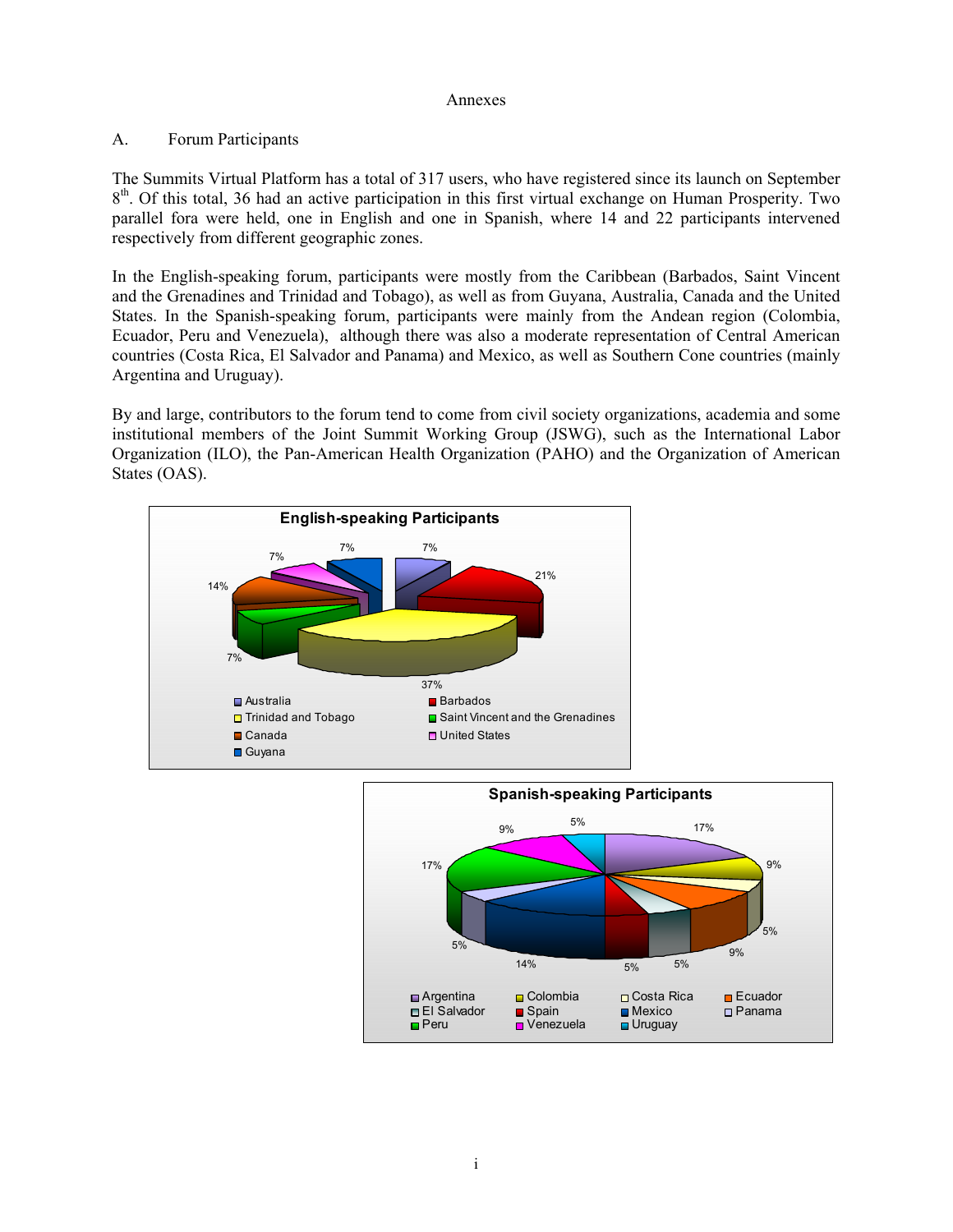Annexes

A. Forum Participants

The Summits Virtual Platform has a total of 317 users, who have registered since its launch on September 8th. Of this total, 36 had an active participation in this first virtual exchange on Human Prosperity. Two parallel fora were held, one in English and one in Spanish, where 14 and 22 participants intervened respectively from different geographic zones.

In the English-speaking forum, participants were mostly from the Caribbean (Barbados, Saint Vincent and the Grenadines and Trinidad and Tobago), as well as from Guyana, Australia, Canada and the United States. In the Spanish-speaking forum, participants were mainly from the Andean region (Colombia, Ecuador, Peru and Venezuela), although there was also a moderate representation of Central American countries (Costa Rica, El Salvador and Panama) and Mexico, as well as Southern Cone countries (mainly Argentina and Uruguay).

By and large, contributors to the forum tend to come from civil society organizations, academia and some institutional members of the Joint Summit Working Group (JSWG), such as the International Labor Organization (ILO), the Pan-American Health Organization (PAHO) and the Organization of American States (OAS).

**English-speaking Participants**

| Country | Percentage |
|---|---|
| Australia | 7% |
| Barbados | 21% |
| Trinidad and Tobago | 37% |
| Saint Vincent and the Grenadines | 7% |
| Canada | 14% |
| United States | 7% |
| Guyana | 7% |

**Spanish-speaking Participants**

| Country | Percentage |
|---|---|
| Argentina | 17% |
| Colombia | 9% |
| Costa Rica | 5% |
| Ecuador | 9% |
| El Salvador | 5% |
| Spain | 5% |
| Mexico | 14% |
| Panama | 5% |
| Peru | 17% |
| Venezuela | 9% |
| Uruguay | 5% |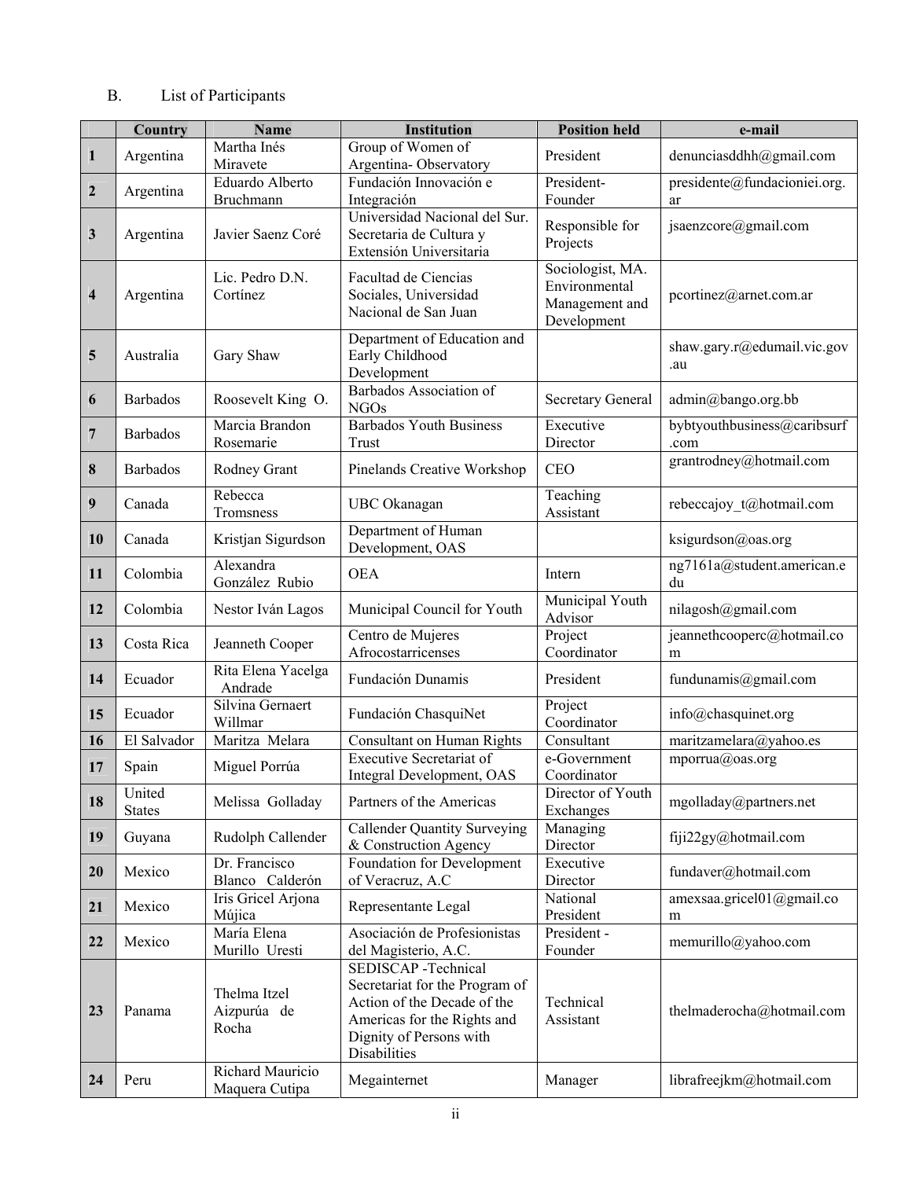B. List of Participants

| | Country | Name | Institution | Position held | e-mail |
|---|---|---|---|---|---|
| 1 | Argentina | Martha Inés Miravete | Group of Women of Argentina- Observatory | President | denunciasddhh@gmail.com |
| 2 | Argentina | Eduardo Alberto Bruchmann | Fundación Innovación e Integración | President-Founder | presidente@fundacioniei.org.ar |
| 3 | Argentina | Javier Saenz Coré | Universidad Nacional del Sur. Secretaria de Cultura y Extensión Universitaria | Responsible for Projects | jsaenzcore@gmail.com |
| 4 | Argentina | Lic. Pedro D.N. Cortínez | Facultad de Ciencias Sociales, Universidad Nacional de San Juan | Sociologist, MA. Environmental Management and Development | pcortinez@arnet.com.ar |
| 5 | Australia | Gary Shaw | Department of Education and Early Childhood Development | | shaw.gary.r@edumail.vic.gov.au |
| 6 | Barbados | Roosevelt King O. | Barbados Association of NGOs | Secretary General | admin@bango.org.bb |
| 7 | Barbados | Marcia Brandon Rosemarie | Barbados Youth Business Trust | Executive Director | bybtyouthbusiness@caribsurf.com |
| 8 | Barbados | Rodney Grant | Pinelands Creative Workshop | CEO | grantrodney@hotmail.com |
| 9 | Canada | Rebecca Tromsness | UBC Okanagan | Teaching Assistant | rebeccajoy_t@hotmail.com |
| 10 | Canada | Kristjan Sigurdson | Department of Human Development, OAS | | ksigurdson@oas.org |
| 11 | Colombia | Alexandra González Rubio | OEA | Intern | ng7161a@student.american.edu |
| 12 | Colombia | Nestor Iván Lagos | Municipal Council for Youth | Municipal Youth Advisor | nilagosh@gmail.com |
| 13 | Costa Rica | Jeanneth Cooper | Centro de Mujeres Afrocostarricenses | Project Coordinator | jeannethcooperc@hotmail.com |
| 14 | Ecuador | Rita Elena Yacelga Andrade | Fundación Dunamis | President | fundunamis@gmail.com |
| 15 | Ecuador | Silvina Gernaert Willmar | Fundación ChasquiNet | Project Coordinator | info@chasquinet.org |
| 16 | El Salvador | Maritza Melara | Consultant on Human Rights | Consultant | maritzamelara@yahoo.es |
| 17 | Spain | Miguel Porrúa | Executive Secretariat of Integral Development, OAS | e-Government Coordinator | mporrua@oas.org |
| 18 | United States | Melissa Golladay | Partners of the Americas | Director of Youth Exchanges | mgolladay@partners.net |
| 19 | Guyana | Rudolph Callender | Callender Quantity Surveying & Construction Agency | Managing Director | fiji22gy@hotmail.com |
| 20 | Mexico | Dr. Francisco Blanco Calderón | Foundation for Development of Veracruz, A.C | Executive Director | fundaver@hotmail.com |
| 21 | Mexico | Iris Gricel Arjona Mújica | Representante Legal | National President | amexsaa.gricel01@gmail.com |
| 22 | Mexico | María Elena Murillo Uresti | Asociación de Profesionistas del Magisterio, A.C. | President - Founder | memurillo@yahoo.com |
| 23 | Panama | Thelma Itzel Aizpurúa de Rocha | SEDISCAP -Technical Secretariat for the Program of Action of the Decade of the Americas for the Rights and Dignity of Persons with Disabilities | Technical Assistant | thelmaderocha@hotmail.com |
| 24 | Peru | Richard Mauricio Maquera Cutipa | Megainternet | Manager | librafreejkm@hotmail.com |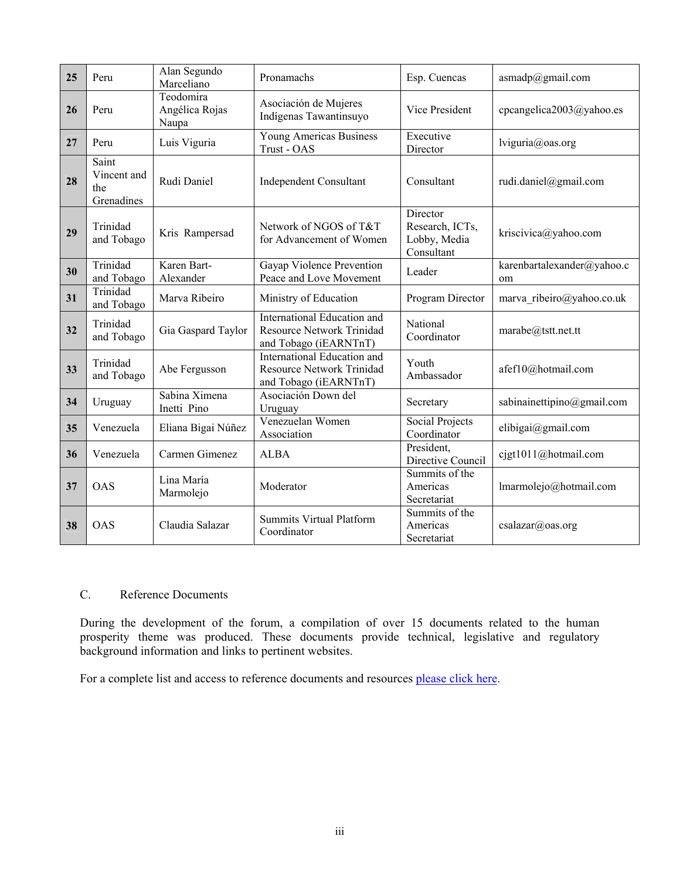| | | | | | |
|---|---|---|---|---|---|
| **25** | Peru | Alan Segundo Marceliano | Pronamachs | Esp. Cuencas | asmadp@gmail.com |
| **26** | Peru | Teodomira Angélica Rojas Naupa | Asociación de Mujeres Indígenas Tawantinsuyo | Vice President | cpcangelica2003@yahoo.es |
| **27** | Peru | Luis Viguria | Young Americas Business Trust - OAS | Executive Director | lviguria@oas.org |
| **28** | Saint Vincent and the Grenadines | Rudi Daniel | Independent Consultant | Consultant | rudi.daniel@gmail.com |
| **29** | Trinidad and Tobago | Kris Rampersad | Network of NGOS of T&T for Advancement of Women | Director Research, ICTs, Lobby, Media Consultant | kriscivica@yahoo.com |
| **30** | Trinidad and Tobago | Karen Bart-Alexander | Gayap Violence Prevention Peace and Love Movement | Leader | karenbartalexander@yahoo.com |
| **31** | Trinidad and Tobago | Marva Ribeiro | Ministry of Education | Program Director | marva_ribeiro@yahoo.co.uk |
| **32** | Trinidad and Tobago | Gia Gaspard Taylor | International Education and Resource Network Trinidad and Tobago (iEARNTnT) | National Coordinator | marabe@tstt.net.tt |
| **33** | Trinidad and Tobago | Abe Fergusson | International Education and Resource Network Trinidad and Tobago (iEARNTnT) | Youth Ambassador | afef10@hotmail.com |
| **34** | Uruguay | Sabina Ximena Inetti Pino | Asociación Down del Uruguay | Secretary | sabinainettipino@gmail.com |
| **35** | Venezuela | Eliana Bigai Núñez | Venezuelan Women Association | Social Projects Coordinator | elibigai@gmail.com |
| **36** | Venezuela | Carmen Gimenez | ALBA | President, Directive Council | cjgt1011@hotmail.com |
| **37** | OAS | Lina María Marmolejo | Moderator | Summits of the Americas Secretariat | lmarmolejo@hotmail.com |
| **38** | OAS | Claudia Salazar | Summits Virtual Platform Coordinator | Summits of the Americas Secretariat | csalazar@oas.org |

C. Reference Documents

During the development of the forum, a compilation of over 15 documents related to the human prosperity theme was produced. These documents provide technical, legislative and regulatory background information and links to pertinent websites.

For a complete list and access to reference documents and resources please click here.